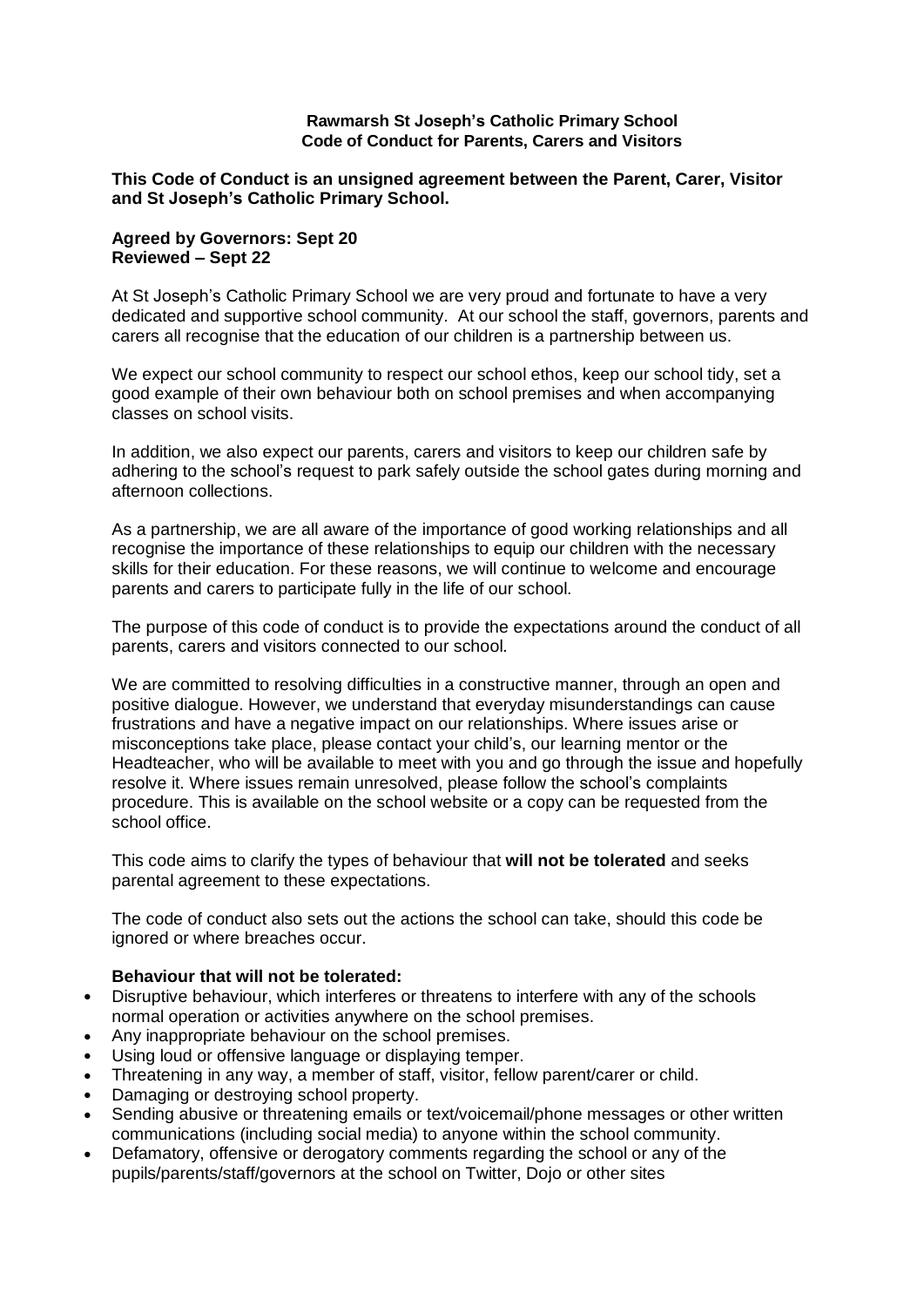**Rawmarsh St Joseph's Catholic Primary School**
**Code of Conduct for Parents, Carers and Visitors**

**This Code of Conduct is an unsigned agreement between the Parent, Carer, Visitor and St Joseph's Catholic Primary School.**

**Agreed by Governors: Sept 20**
**Reviewed – Sept 22**

At St Joseph's Catholic Primary School we are very proud and fortunate to have a very dedicated and supportive school community. At our school the staff, governors, parents and carers all recognise that the education of our children is a partnership between us.

We expect our school community to respect our school ethos, keep our school tidy, set a good example of their own behaviour both on school premises and when accompanying classes on school visits.

In addition, we also expect our parents, carers and visitors to keep our children safe by adhering to the school's request to park safely outside the school gates during morning and afternoon collections.

As a partnership, we are all aware of the importance of good working relationships and all recognise the importance of these relationships to equip our children with the necessary skills for their education. For these reasons, we will continue to welcome and encourage parents and carers to participate fully in the life of our school.

The purpose of this code of conduct is to provide the expectations around the conduct of all parents, carers and visitors connected to our school.

We are committed to resolving difficulties in a constructive manner, through an open and positive dialogue. However, we understand that everyday misunderstandings can cause frustrations and have a negative impact on our relationships. Where issues arise or misconceptions take place, please contact your child's, our learning mentor or the Headteacher, who will be available to meet with you and go through the issue and hopefully resolve it. Where issues remain unresolved, please follow the school's complaints procedure. This is available on the school website or a copy can be requested from the school office.

This code aims to clarify the types of behaviour that **will not be tolerated** and seeks parental agreement to these expectations.

The code of conduct also sets out the actions the school can take, should this code be ignored or where breaches occur.

**Behaviour that will not be tolerated:**

- Disruptive behaviour, which interferes or threatens to interfere with any of the schools normal operation or activities anywhere on the school premises.
- Any inappropriate behaviour on the school premises.
- Using loud or offensive language or displaying temper.
- Threatening in any way, a member of staff, visitor, fellow parent/carer or child.
- Damaging or destroying school property.
- Sending abusive or threatening emails or text/voicemail/phone messages or other written communications (including social media) to anyone within the school community.
- Defamatory, offensive or derogatory comments regarding the school or any of the pupils/parents/staff/governors at the school on Twitter, Dojo or other sites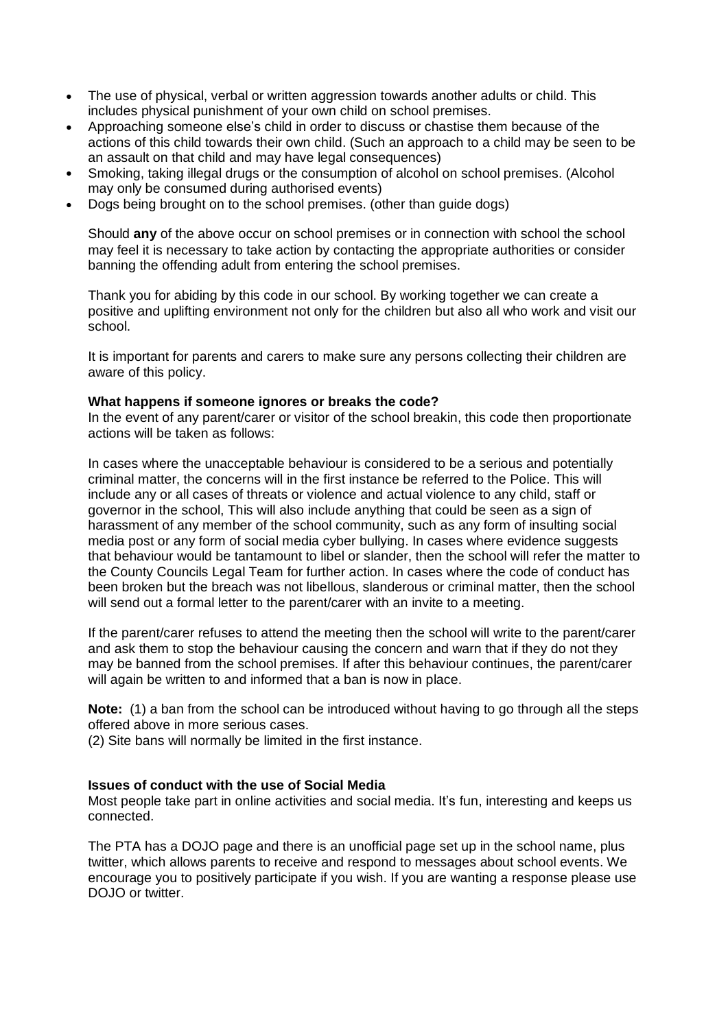- The use of physical, verbal or written aggression towards another adults or child. This includes physical punishment of your own child on school premises.
- Approaching someone else's child in order to discuss or chastise them because of the actions of this child towards their own child. (Such an approach to a child may be seen to be an assault on that child and may have legal consequences)
- Smoking, taking illegal drugs or the consumption of alcohol on school premises. (Alcohol may only be consumed during authorised events)
- Dogs being brought on to the school premises. (other than guide dogs)

Should **any** of the above occur on school premises or in connection with school the school may feel it is necessary to take action by contacting the appropriate authorities or consider banning the offending adult from entering the school premises.

Thank you for abiding by this code in our school. By working together we can create a positive and uplifting environment not only for the children but also all who work and visit our school.

It is important for parents and carers to make sure any persons collecting their children are aware of this policy.

**What happens if someone ignores or breaks the code?**

In the event of any parent/carer or visitor of the school breakin, this code then proportionate actions will be taken as follows:

In cases where the unacceptable behaviour is considered to be a serious and potentially criminal matter, the concerns will in the first instance be referred to the Police. This will include any or all cases of threats or violence and actual violence to any child, staff or governor in the school, This will also include anything that could be seen as a sign of harassment of any member of the school community, such as any form of insulting social media post or any form of social media cyber bullying. In cases where evidence suggests that behaviour would be tantamount to libel or slander, then the school will refer the matter to the County Councils Legal Team for further action. In cases where the code of conduct has been broken but the breach was not libellous, slanderous or criminal matter, then the school will send out a formal letter to the parent/carer with an invite to a meeting.

If the parent/carer refuses to attend the meeting then the school will write to the parent/carer and ask them to stop the behaviour causing the concern and warn that if they do not they may be banned from the school premises. If after this behaviour continues, the parent/carer will again be written to and informed that a ban is now in place.

**Note:** (1) a ban from the school can be introduced without having to go through all the steps offered above in more serious cases.
(2) Site bans will normally be limited in the first instance.

**Issues of conduct with the use of Social Media**

Most people take part in online activities and social media. It's fun, interesting and keeps us connected.

The PTA has a DOJO page and there is an unofficial page set up in the school name, plus twitter, which allows parents to receive and respond to messages about school events. We encourage you to positively participate if you wish. If you are wanting a response please use DOJO or twitter.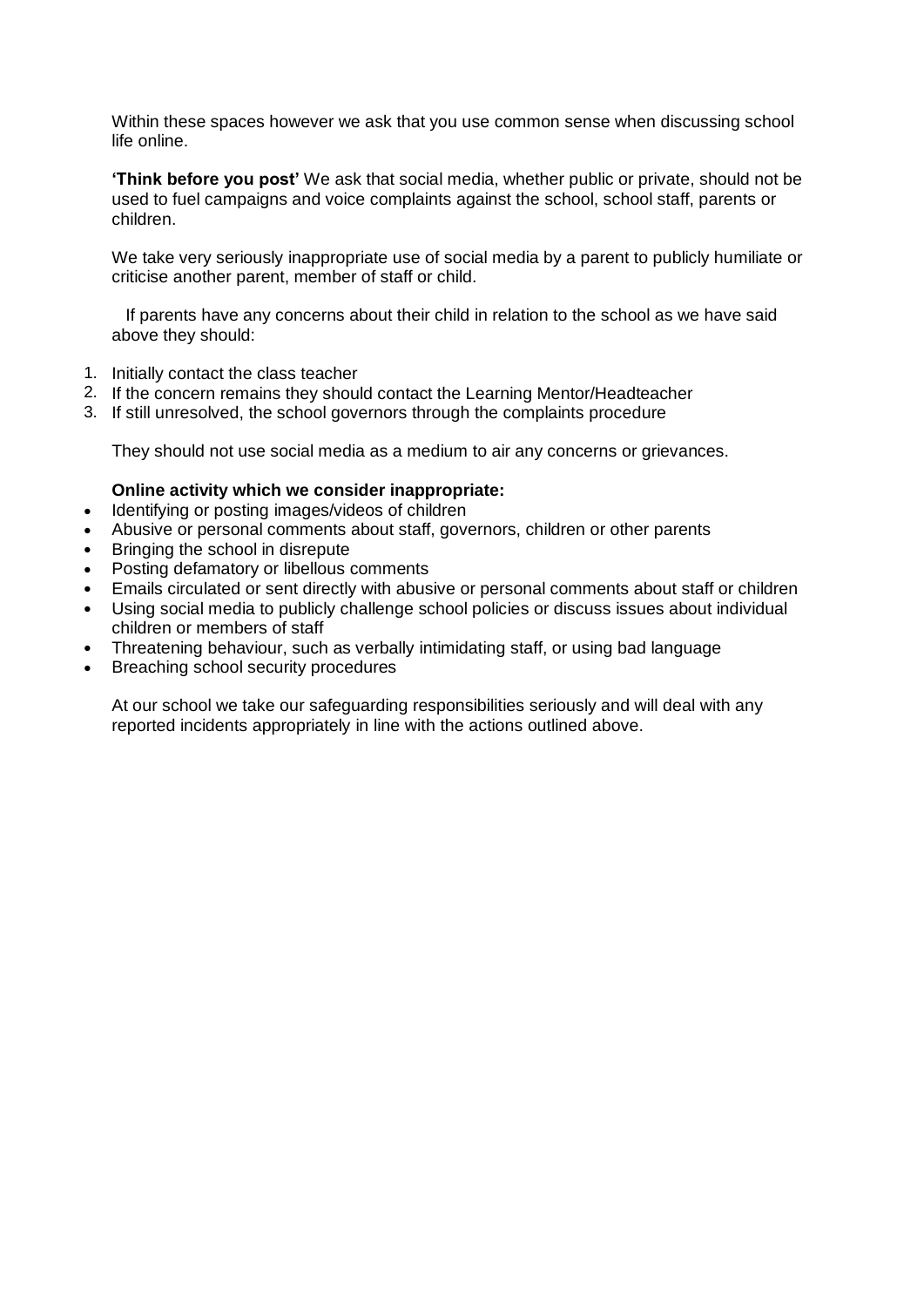Within these spaces however we ask that you use common sense when discussing school life online.

**'Think before you post'** We ask that social media, whether public or private, should not be used to fuel campaigns and voice complaints against the school, school staff, parents or children.

We take very seriously inappropriate use of social media by a parent to publicly humiliate or criticise another parent, member of staff or child.

If parents have any concerns about their child in relation to the school as we have said above they should:

1. Initially contact the class teacher
2. If the concern remains they should contact the Learning Mentor/Headteacher
3. If still unresolved, the school governors through the complaints procedure

They should not use social media as a medium to air any concerns or grievances.

**Online activity which we consider inappropriate:**

- Identifying or posting images/videos of children
- Abusive or personal comments about staff, governors, children or other parents
- Bringing the school in disrepute
- Posting defamatory or libellous comments
- Emails circulated or sent directly with abusive or personal comments about staff or children
- Using social media to publicly challenge school policies or discuss issues about individual children or members of staff
- Threatening behaviour, such as verbally intimidating staff, or using bad language
- Breaching school security procedures

At our school we take our safeguarding responsibilities seriously and will deal with any reported incidents appropriately in line with the actions outlined above.